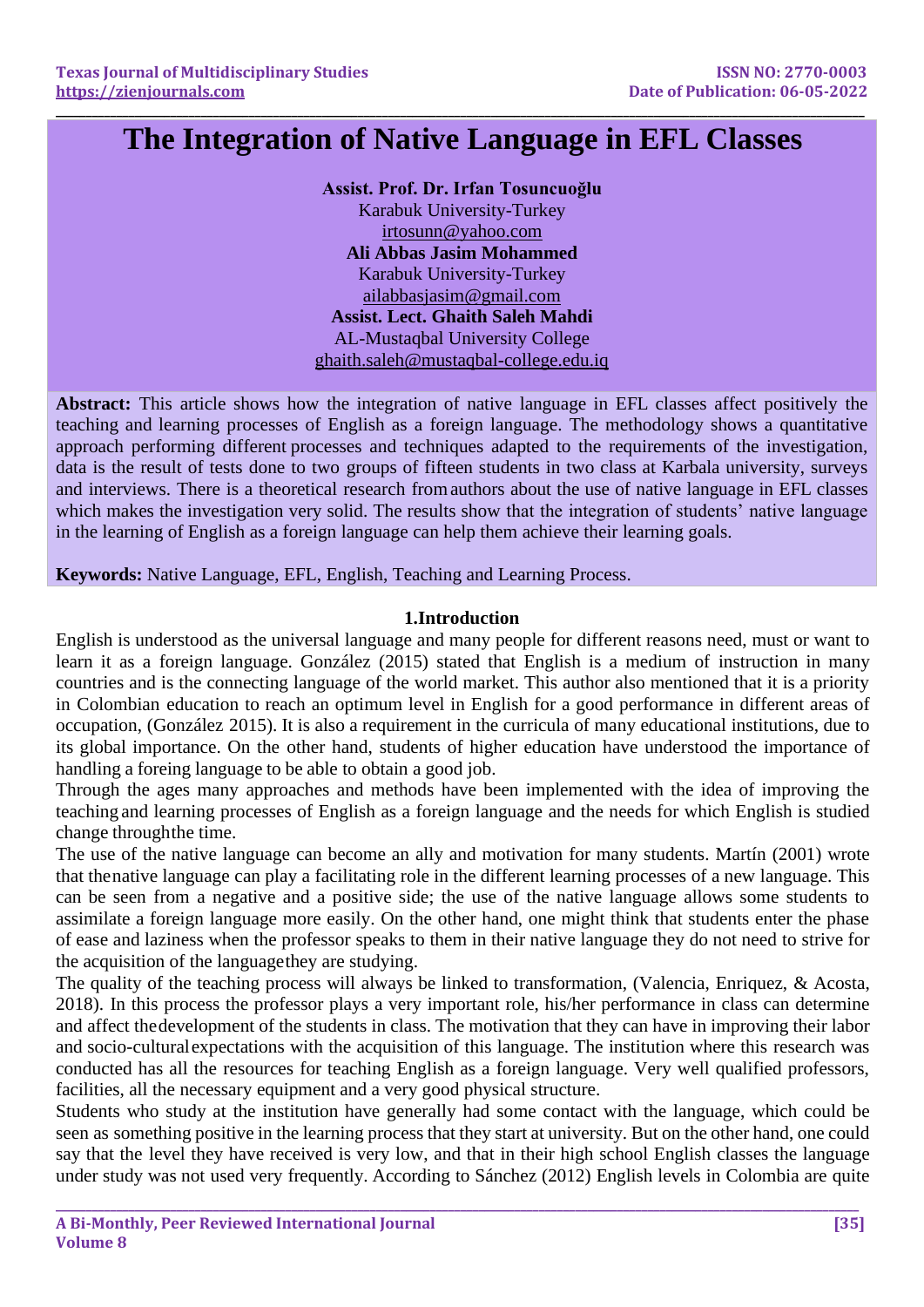# The Integration of Native Language in EFL Classes

**Assist. Prof. Dr. Irfan Tosuncuoğlu**
Karabuk University-Turkey
irtosunn@yahoo.com

**Ali Abbas Jasim Mohammed**
Karabuk University-Turkey
ailabbasjasim@gmail.com

**Assist. Lect. Ghaith Saleh Mahdi**
AL-Mustaqbal University College
ghaith.saleh@mustaqbal-college.edu.iq

**Abstract:** This article shows how the integration of native language in EFL classes affect positively the teaching and learning processes of English as a foreign language. The methodology shows a quantitative approach performing different processes and techniques adapted to the requirements of the investigation, data is the result of tests done to two groups of fifteen students in two class at Karbala university, surveys and interviews. There is a theoretical research from authors about the use of native language in EFL classes which makes the investigation very solid. The results show that the integration of students' native language in the learning of English as a foreign language can help them achieve their learning goals.

**Keywords:** Native Language, EFL, English, Teaching and Learning Process.

## 1.Introduction

English is understood as the universal language and many people for different reasons need, must or want to learn it as a foreign language. González (2015) stated that English is a medium of instruction in many countries and is the connecting language of the world market. This author also mentioned that it is a priority in Colombian education to reach an optimum level in English for a good performance in different areas of occupation, (González 2015). It is also a requirement in the curricula of many educational institutions, due to its global importance. On the other hand, students of higher education have understood the importance of handling a foreing language to be able to obtain a good job.

Through the ages many approaches and methods have been implemented with the idea of improving the teaching and learning processes of English as a foreign language and the needs for which English is studied change throughthe time.

The use of the native language can become an ally and motivation for many students. Martín (2001) wrote that thenative language can play a facilitating role in the different learning processes of a new language. This can be seen from a negative and a positive side; the use of the native language allows some students to assimilate a foreign language more easily. On the other hand, one might think that students enter the phase of ease and laziness when the professor speaks to them in their native language they do not need to strive for the acquisition of the languagethey are studying.

The quality of the teaching process will always be linked to transformation, (Valencia, Enriquez, & Acosta, 2018). In this process the professor plays a very important role, his/her performance in class can determine and affect thedevelopment of the students in class. The motivation that they can have in improving their labor and socio-culturalexpectations with the acquisition of this language. The institution where this research was conducted has all the resources for teaching English as a foreign language. Very well qualified professors, facilities, all the necessary equipment and a very good physical structure.

Students who study at the institution have generally had some contact with the language, which could be seen as something positive in the learning process that they start at university. But on the other hand, one could say that the level they have received is very low, and that in their high school English classes the language under study was not used very frequently. According to Sánchez (2012) English levels in Colombia are quite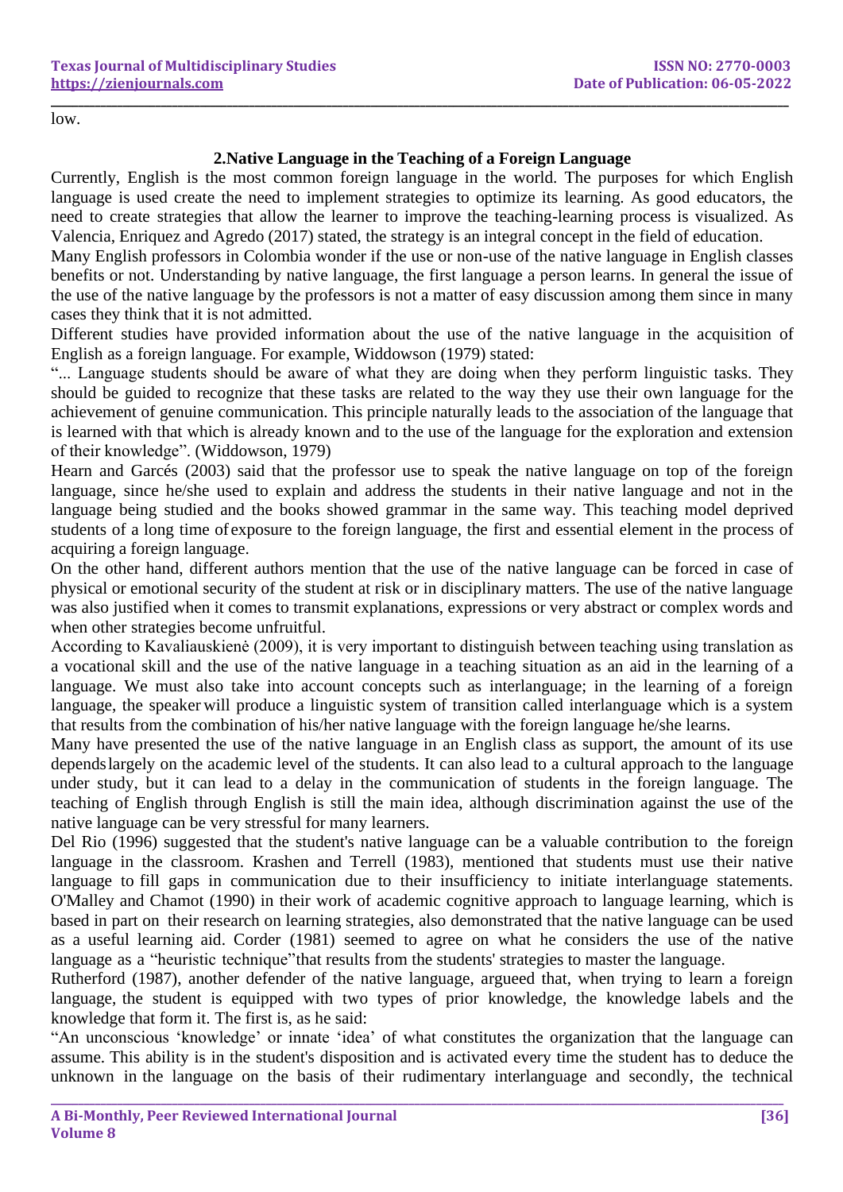low.

## 2.Native Language in the Teaching of a Foreign Language

Currently, English is the most common foreign language in the world. The purposes for which English language is used create the need to implement strategies to optimize its learning. As good educators, the need to create strategies that allow the learner to improve the teaching-learning process is visualized. As Valencia, Enriquez and Agredo (2017) stated, the strategy is an integral concept in the field of education.

Many English professors in Colombia wonder if the use or non-use of the native language in English classes benefits or not. Understanding by native language, the first language a person learns. In general the issue of the use of the native language by the professors is not a matter of easy discussion among them since in many cases they think that it is not admitted.

Different studies have provided information about the use of the native language in the acquisition of English as a foreign language. For example, Widdowson (1979) stated:

"... Language students should be aware of what they are doing when they perform linguistic tasks. They should be guided to recognize that these tasks are related to the way they use their own language for the achievement of genuine communication. This principle naturally leads to the association of the language that is learned with that which is already known and to the use of the language for the exploration and extension of their knowledge". (Widdowson, 1979)

Hearn and Garcés (2003) said that the professor use to speak the native language on top of the foreign language, since he/she used to explain and address the students in their native language and not in the language being studied and the books showed grammar in the same way. This teaching model deprived students of a long time of exposure to the foreign language, the first and essential element in the process of acquiring a foreign language.

On the other hand, different authors mention that the use of the native language can be forced in case of physical or emotional security of the student at risk or in disciplinary matters. The use of the native language was also justified when it comes to transmit explanations, expressions or very abstract or complex words and when other strategies become unfruitful.

According to Kavaliauskienė (2009), it is very important to distinguish between teaching using translation as a vocational skill and the use of the native language in a teaching situation as an aid in the learning of a language. We must also take into account concepts such as interlanguage; in the learning of a foreign language, the speaker will produce a linguistic system of transition called interlanguage which is a system that results from the combination of his/her native language with the foreign language he/she learns.

Many have presented the use of the native language in an English class as support, the amount of its use depends largely on the academic level of the students. It can also lead to a cultural approach to the language under study, but it can lead to a delay in the communication of students in the foreign language. The teaching of English through English is still the main idea, although discrimination against the use of the native language can be very stressful for many learners.

Del Rio (1996) suggested that the student's native language can be a valuable contribution to the foreign language in the classroom. Krashen and Terrell (1983), mentioned that students must use their native language to fill gaps in communication due to their insufficiency to initiate interlanguage statements. O'Malley and Chamot (1990) in their work of academic cognitive approach to language learning, which is based in part on their research on learning strategies, also demonstrated that the native language can be used as a useful learning aid. Corder (1981) seemed to agree on what he considers the use of the native language as a "heuristic technique"that results from the students' strategies to master the language.

Rutherford (1987), another defender of the native language, argueed that, when trying to learn a foreign language, the student is equipped with two types of prior knowledge, the knowledge labels and the knowledge that form it. The first is, as he said:

"An unconscious 'knowledge' or innate 'idea' of what constitutes the organization that the language can assume. This ability is in the student's disposition and is activated every time the student has to deduce the unknown in the language on the basis of their rudimentary interlanguage and secondly, the technical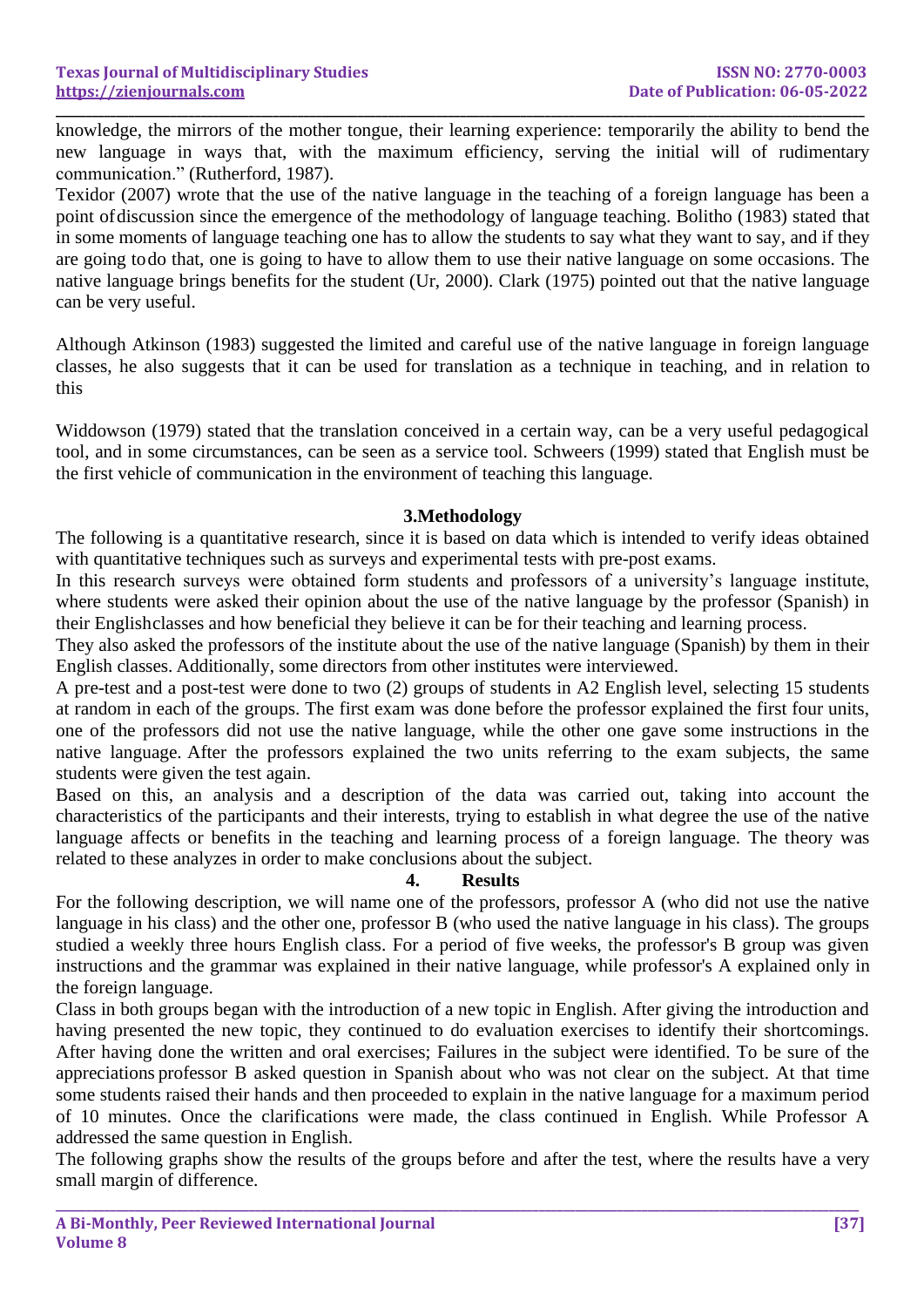knowledge, the mirrors of the mother tongue, their learning experience: temporarily the ability to bend the new language in ways that, with the maximum efficiency, serving the initial will of rudimentary communication." (Rutherford, 1987).

Texidor (2007) wrote that the use of the native language in the teaching of a foreign language has been a point ofdiscussion since the emergence of the methodology of language teaching. Bolitho (1983) stated that in some moments of language teaching one has to allow the students to say what they want to say, and if they are going todo that, one is going to have to allow them to use their native language on some occasions. The native language brings benefits for the student (Ur, 2000). Clark (1975) pointed out that the native language can be very useful.

Although Atkinson (1983) suggested the limited and careful use of the native language in foreign language classes, he also suggests that it can be used for translation as a technique in teaching, and in relation to this

Widdowson (1979) stated that the translation conceived in a certain way, can be a very useful pedagogical tool, and in some circumstances, can be seen as a service tool. Schweers (1999) stated that English must be the first vehicle of communication in the environment of teaching this language.

## 3.Methodology

The following is a quantitative research, since it is based on data which is intended to verify ideas obtained with quantitative techniques such as surveys and experimental tests with pre-post exams.

In this research surveys were obtained form students and professors of a university's language institute, where students were asked their opinion about the use of the native language by the professor (Spanish) in their Englishclasses and how beneficial they believe it can be for their teaching and learning process.

They also asked the professors of the institute about the use of the native language (Spanish) by them in their English classes. Additionally, some directors from other institutes were interviewed.

A pre-test and a post-test were done to two (2) groups of students in A2 English level, selecting 15 students at random in each of the groups. The first exam was done before the professor explained the first four units, one of the professors did not use the native language, while the other one gave some instructions in the native language. After the professors explained the two units referring to the exam subjects, the same students were given the test again.

Based on this, an analysis and a description of the data was carried out, taking into account the characteristics of the participants and their interests, trying to establish in what degree the use of the native language affects or benefits in the teaching and learning process of a foreign language. The theory was related to these analyzes in order to make conclusions about the subject.

## 4. Results

For the following description, we will name one of the professors, professor A (who did not use the native language in his class) and the other one, professor B (who used the native language in his class). The groups studied a weekly three hours English class. For a period of five weeks, the professor's B group was given instructions and the grammar was explained in their native language, while professor's A explained only in the foreign language.

Class in both groups began with the introduction of a new topic in English. After giving the introduction and having presented the new topic, they continued to do evaluation exercises to identify their shortcomings. After having done the written and oral exercises; Failures in the subject were identified. To be sure of the appreciations professor B asked question in Spanish about who was not clear on the subject. At that time some students raised their hands and then proceeded to explain in the native language for a maximum period of 10 minutes. Once the clarifications were made, the class continued in English. While Professor A addressed the same question in English.

The following graphs show the results of the groups before and after the test, where the results have a very small margin of difference.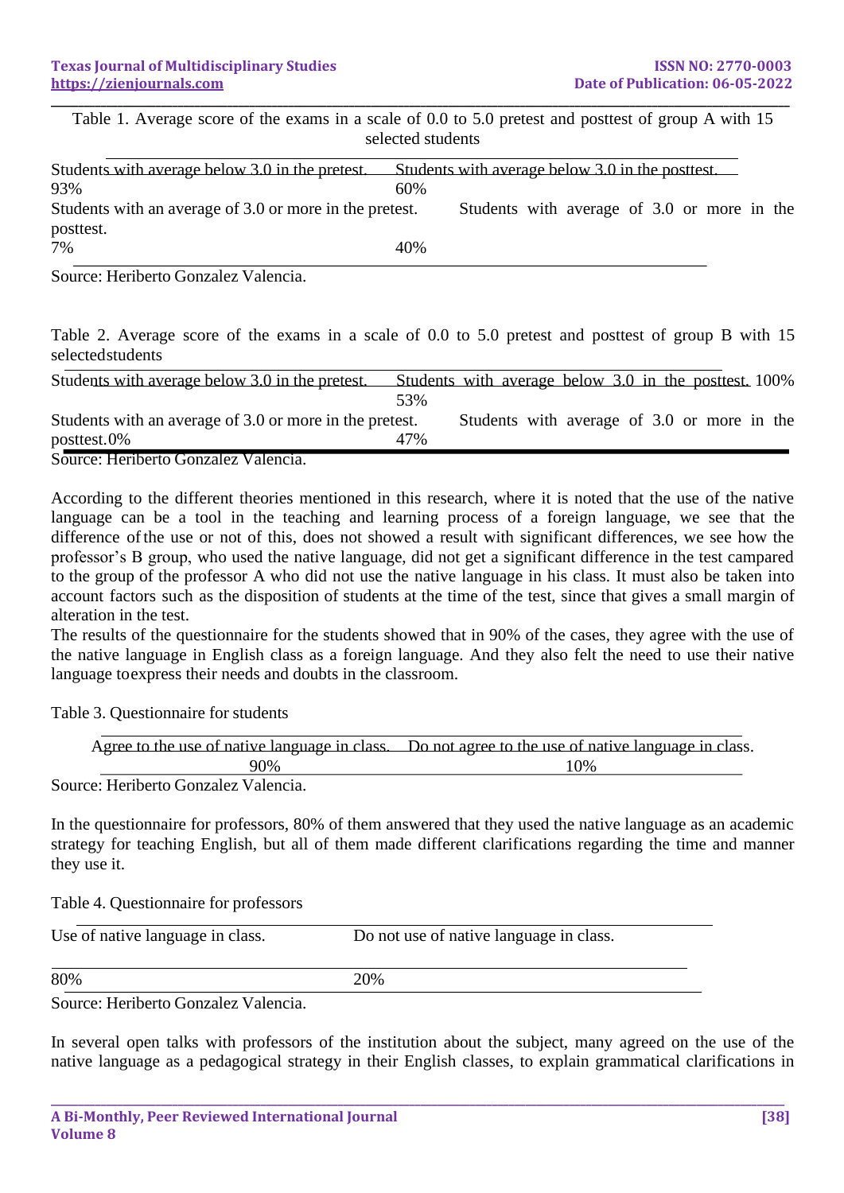Table 1. Average score of the exams in a scale of 0.0 to 5.0 pretest and posttest of group A with 15 selected students

| Students with average below 3.0 in the pretest. | Students with average below 3.0 in the posttest. |
| --- | --- |
| 93% | 60% |
| Students with an average of 3.0 or more in the pretest. | Students with average of 3.0 or more in the posttest. |
| 7% | 40% |

Source: Heriberto Gonzalez Valencia.

Table 2. Average score of the exams in a scale of 0.0 to 5.0 pretest and posttest of group B with 15 selectedstudents

| Students with average below 3.0 in the pretest. | Students with average below 3.0 in the posttest. |
| --- | --- |
| 100% | 53% |
| Students with an average of 3.0 or more in the pretest. | Students with average of 3.0 or more in the posttest. |
| 0% | 47% |

Source: Heriberto Gonzalez Valencia.

According to the different theories mentioned in this research, where it is noted that the use of the native language can be a tool in the teaching and learning process of a foreign language, we see that the difference of the use or not of this, does not showed a result with significant differences, we see how the professor's B group, who used the native language, did not get a significant difference in the test campared to the group of the professor A who did not use the native language in his class. It must also be taken into account factors such as the disposition of students at the time of the test, since that gives a small margin of alteration in the test.

The results of the questionnaire for the students showed that in 90% of the cases, they agree with the use of the native language in English class as a foreign language. And they also felt the need to use their native language toexpress their needs and doubts in the classroom.

Table 3. Questionnaire for students

| Agree to the use of native language in class. | Do not agree to the use of native language in class. |
| --- | --- |
| 90% | 10% |

Source: Heriberto Gonzalez Valencia.

In the questionnaire for professors, 80% of them answered that they used the native language as an academic strategy for teaching English, but all of them made different clarifications regarding the time and manner they use it.

Table 4. Questionnaire for professors

| Use of native language in class. | Do not use of native language in class. |
| --- | --- |
| 80% | 20% |

Source: Heriberto Gonzalez Valencia.

In several open talks with professors of the institution about the subject, many agreed on the use of the native language as a pedagogical strategy in their English classes, to explain grammatical clarifications in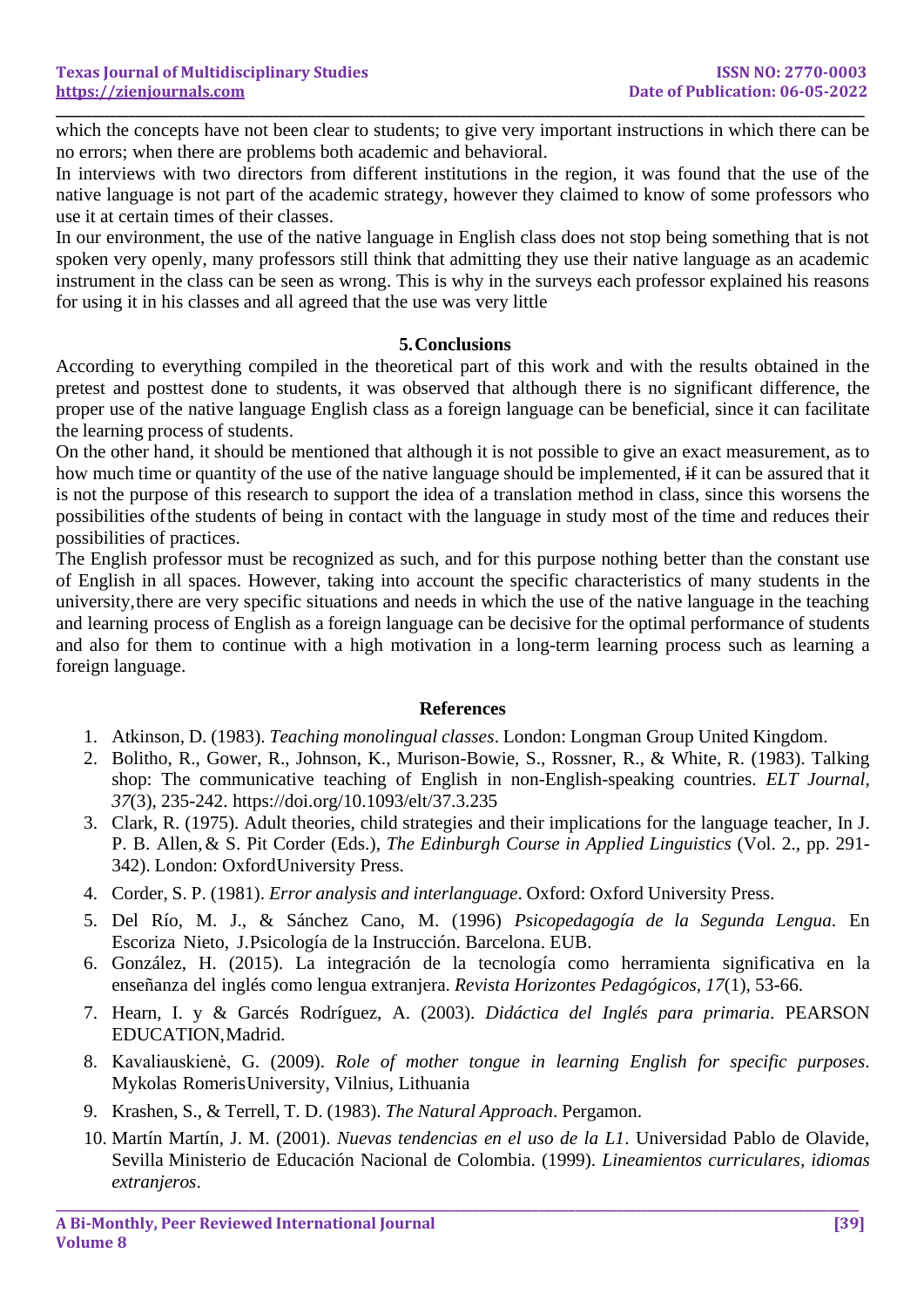which the concepts have not been clear to students; to give very important instructions in which there can be no errors; when there are problems both academic and behavioral.

In interviews with two directors from different institutions in the region, it was found that the use of the native language is not part of the academic strategy, however they claimed to know of some professors who use it at certain times of their classes.

In our environment, the use of the native language in English class does not stop being something that is not spoken very openly, many professors still think that admitting they use their native language as an academic instrument in the class can be seen as wrong. This is why in the surveys each professor explained his reasons for using it in his classes and all agreed that the use was very little

## 5. Conclusions

According to everything compiled in the theoretical part of this work and with the results obtained in the pretest and posttest done to students, it was observed that although there is no significant difference, the proper use of the native language English class as a foreign language can be beneficial, since it can facilitate the learning process of students.

On the other hand, it should be mentioned that although it is not possible to give an exact measurement, as to how much time or quantity of the use of the native language should be implemented, ~~if~~ it can be assured that it is not the purpose of this research to support the idea of a translation method in class, since this worsens the possibilities of the students of being in contact with the language in study most of the time and reduces their possibilities of practices.

The English professor must be recognized as such, and for this purpose nothing better than the constant use of English in all spaces. However, taking into account the specific characteristics of many students in the university, there are very specific situations and needs in which the use of the native language in the teaching and learning process of English as a foreign language can be decisive for the optimal performance of students and also for them to continue with a high motivation in a long-term learning process such as learning a foreign language.

## References

1. Atkinson, D. (1983). *Teaching monolingual classes*. London: Longman Group United Kingdom.
2. Bolitho, R., Gower, R., Johnson, K., Murison-Bowie, S., Rossner, R., & White, R. (1983). Talking shop: The communicative teaching of English in non-English-speaking countries. *ELT Journal, 37*(3), 235-242. https://doi.org/10.1093/elt/37.3.235
3. Clark, R. (1975). Adult theories, child strategies and their implications for the language teacher, In J. P. B. Allen, & S. Pit Corder (Eds.), *The Edinburgh Course in Applied Linguistics* (Vol. 2., pp. 291-342). London: Oxford University Press.
4. Corder, S. P. (1981). *Error analysis and interlanguage*. Oxford: Oxford University Press.
5. Del Río, M. J., & Sánchez Cano, M. (1996) *Psicopedagogía de la Segunda Lengua*. En Escoriza Nieto, J. Psicología de la Instrucción. Barcelona. EUB.
6. González, H. (2015). La integración de la tecnología como herramienta significativa en la enseñanza del inglés como lengua extranjera. *Revista Horizontes Pedagógicos, 17*(1), 53-66.
7. Hearn, I. y & Garcés Rodríguez, A. (2003). *Didáctica del Inglés para primaria*. PEARSON EDUCATION, Madrid.
8. Kavaliauskienė, G. (2009). *Role of mother tongue in learning English for specific purposes*. Mykolas Romeris University, Vilnius, Lithuania
9. Krashen, S., & Terrell, T. D. (1983). *The Natural Approach*. Pergamon.
10. Martín Martín, J. M. (2001). *Nuevas tendencias en el uso de la L1*. Universidad Pablo de Olavide, Sevilla Ministerio de Educación Nacional de Colombia. (1999). *Lineamientos curriculares, idiomas extranjeros*.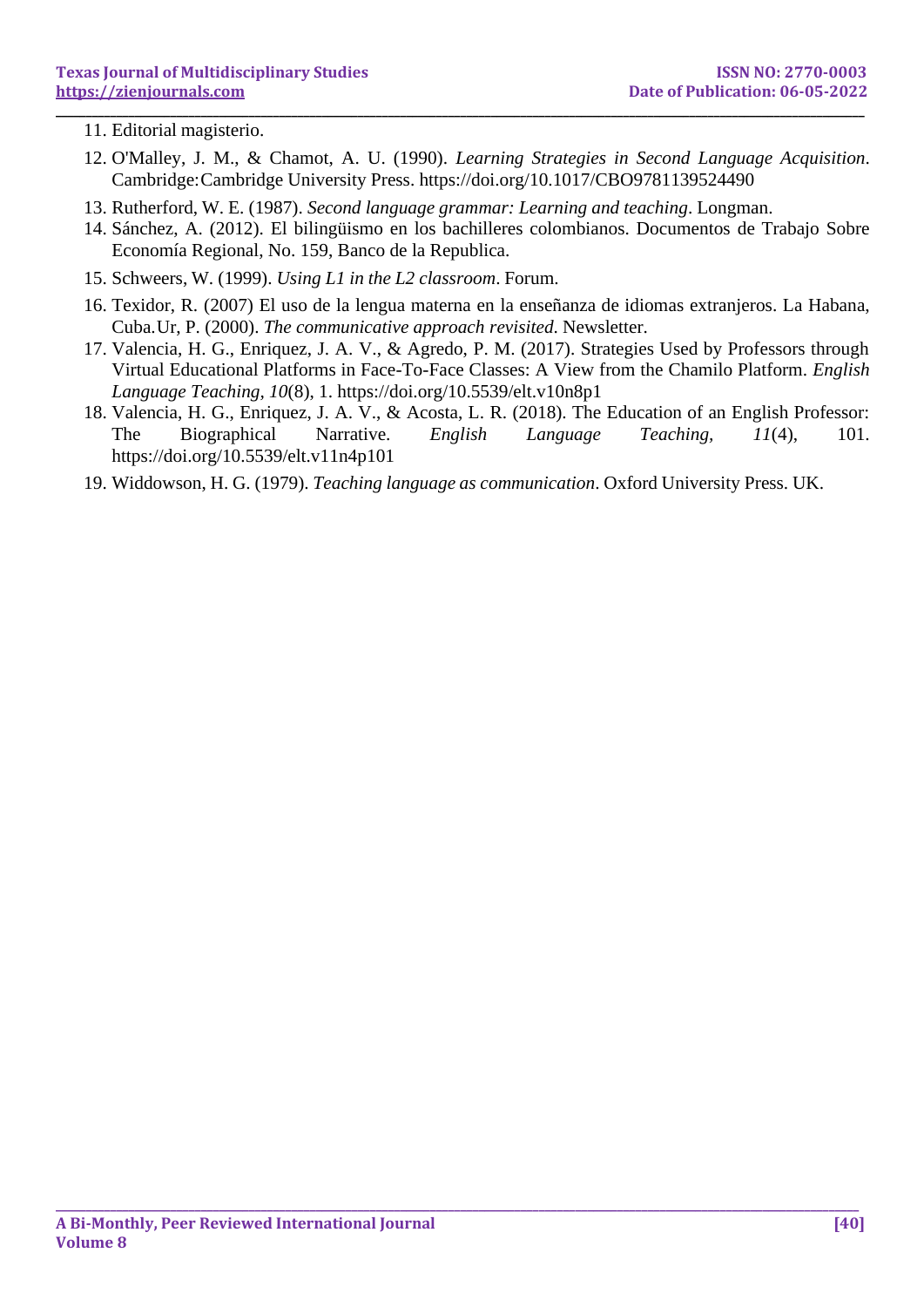11. Editorial magisterio.
12. O'Malley, J. M., & Chamot, A. U. (1990). *Learning Strategies in Second Language Acquisition*. Cambridge:Cambridge University Press. https://doi.org/10.1017/CBO9781139524490
13. Rutherford, W. E. (1987). *Second language grammar: Learning and teaching*. Longman.
14. Sánchez, A. (2012). El bilingüismo en los bachilleres colombianos. Documentos de Trabajo Sobre Economía Regional, No. 159, Banco de la Republica.
15. Schweers, W. (1999). *Using L1 in the L2 classroom*. Forum.
16. Texidor, R. (2007) El uso de la lengua materna en la enseñanza de idiomas extranjeros. La Habana, Cuba.Ur, P. (2000). *The communicative approach revisited*. Newsletter.
17. Valencia, H. G., Enriquez, J. A. V., & Agredo, P. M. (2017). Strategies Used by Professors through Virtual Educational Platforms in Face-To-Face Classes: A View from the Chamilo Platform. *English Language Teaching, 10*(8), 1. https://doi.org/10.5539/elt.v10n8p1
18. Valencia, H. G., Enriquez, J. A. V., & Acosta, L. R. (2018). The Education of an English Professor: The Biographical Narrative. *English Language Teaching, 11*(4), 101. https://doi.org/10.5539/elt.v11n4p101
19. Widdowson, H. G. (1979). *Teaching language as communication*. Oxford University Press. UK.